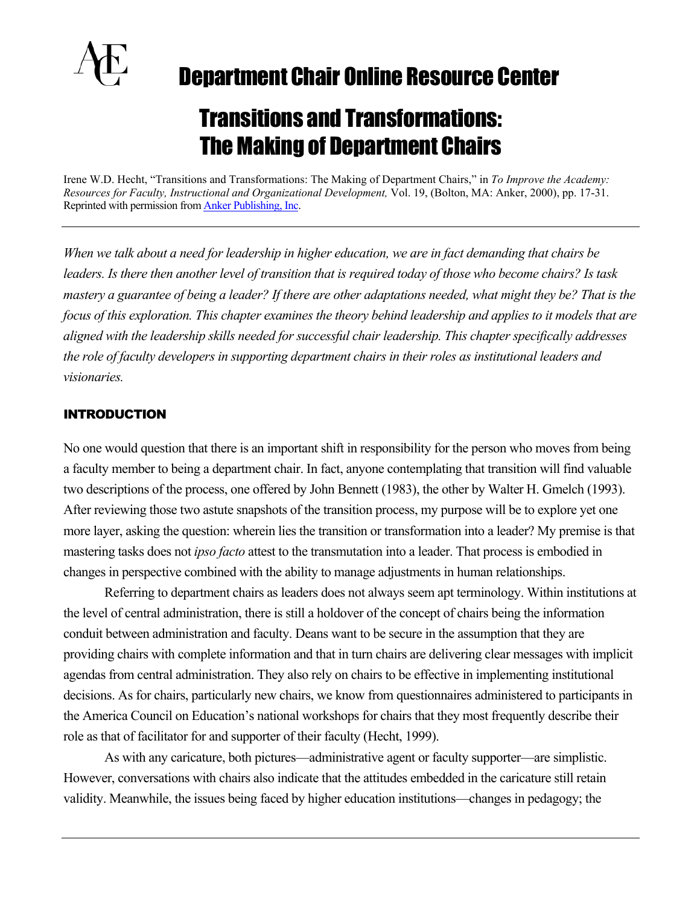# Department Chair Online Resource Center

# Transitions and Transformations: The Making of Department Chairs

Irene W.D. Hecht, "Transitions and Transformations: The Making of Department Chairs," in *To Improve the Academy: Resources for Faculty, Instructional and Organizational Development,* Vol. 19, (Bolton, MA: Anker, 2000), pp. 17-31. Reprinted with permission from Anker Publishing, Inc.

---

*When we talk about a need for leadership in higher education, we are in fact demanding that chairs be leaders. Is there then another level of transition that is required today of those who become chairs? Is task mastery a guarantee of being a leader? If there are other adaptations needed, what might they be? That is the focus of this exploration. This chapter examines the theory behind leadership and applies to it models that are aligned with the leadership skills needed for successful chair leadership. This chapter specifically addresses the role of faculty developers in supporting department chairs in their roles as institutional leaders and visionaries.*

## INTRODUCTION

No one would question that there is an important shift in responsibility for the person who moves from being a faculty member to being a department chair. In fact, anyone contemplating that transition will find valuable two descriptions of the process, one offered by John Bennett (1983), the other by Walter H. Gmelch (1993). After reviewing those two astute snapshots of the transition process, my purpose will be to explore yet one more layer, asking the question: wherein lies the transition or transformation into a leader? My premise is that mastering tasks does not *ipso facto* attest to the transmutation into a leader. That process is embodied in changes in perspective combined with the ability to manage adjustments in human relationships.

Referring to department chairs as leaders does not always seem apt terminology. Within institutions at the level of central administration, there is still a holdover of the concept of chairs being the information conduit between administration and faculty. Deans want to be secure in the assumption that they are providing chairs with complete information and that in turn chairs are delivering clear messages with implicit agendas from central administration. They also rely on chairs to be effective in implementing institutional decisions. As for chairs, particularly new chairs, we know from questionnaires administered to participants in the America Council on Education's national workshops for chairs that they most frequently describe their role as that of facilitator for and supporter of their faculty (Hecht, 1999).

As with any caricature, both pictures—administrative agent or faculty supporter—are simplistic. However, conversations with chairs also indicate that the attitudes embedded in the caricature still retain validity. Meanwhile, the issues being faced by higher education institutions—changes in pedagogy; the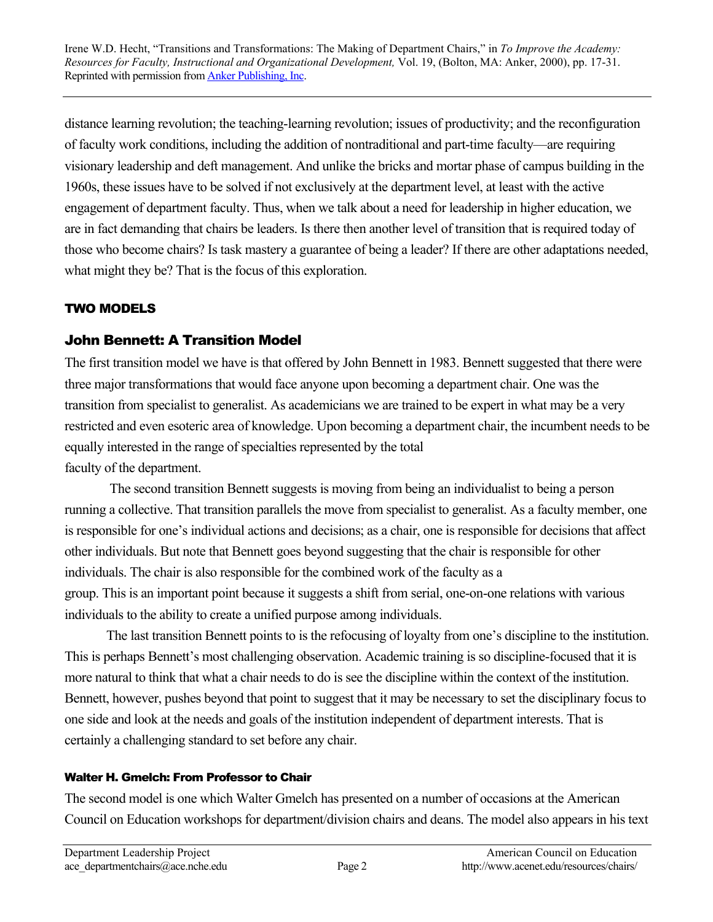distance learning revolution; the teaching-learning revolution; issues of productivity; and the reconfiguration of faculty work conditions, including the addition of nontraditional and part-time faculty—are requiring visionary leadership and deft management. And unlike the bricks and mortar phase of campus building in the 1960s, these issues have to be solved if not exclusively at the department level, at least with the active engagement of department faculty. Thus, when we talk about a need for leadership in higher education, we are in fact demanding that chairs be leaders. Is there then another level of transition that is required today of those who become chairs? Is task mastery a guarantee of being a leader? If there are other adaptations needed, what might they be? That is the focus of this exploration.

## TWO MODELS

### John Bennett: A Transition Model

The first transition model we have is that offered by John Bennett in 1983. Bennett suggested that there were three major transformations that would face anyone upon becoming a department chair. One was the transition from specialist to generalist. As academicians we are trained to be expert in what may be a very restricted and even esoteric area of knowledge. Upon becoming a department chair, the incumbent needs to be equally interested in the range of specialties represented by the total faculty of the department.

The second transition Bennett suggests is moving from being an individualist to being a person running a collective. That transition parallels the move from specialist to generalist. As a faculty member, one is responsible for one's individual actions and decisions; as a chair, one is responsible for decisions that affect other individuals. But note that Bennett goes beyond suggesting that the chair is responsible for other individuals. The chair is also responsible for the combined work of the faculty as a group. This is an important point because it suggests a shift from serial, one-on-one relations with various individuals to the ability to create a unified purpose among individuals.

The last transition Bennett points to is the refocusing of loyalty from one's discipline to the institution. This is perhaps Bennett's most challenging observation. Academic training is so discipline-focused that it is more natural to think that what a chair needs to do is see the discipline within the context of the institution. Bennett, however, pushes beyond that point to suggest that it may be necessary to set the disciplinary focus to one side and look at the needs and goals of the institution independent of department interests. That is certainly a challenging standard to set before any chair.

#### Walter H. Gmelch: From Professor to Chair

The second model is one which Walter Gmelch has presented on a number of occasions at the American Council on Education workshops for department/division chairs and deans. The model also appears in his text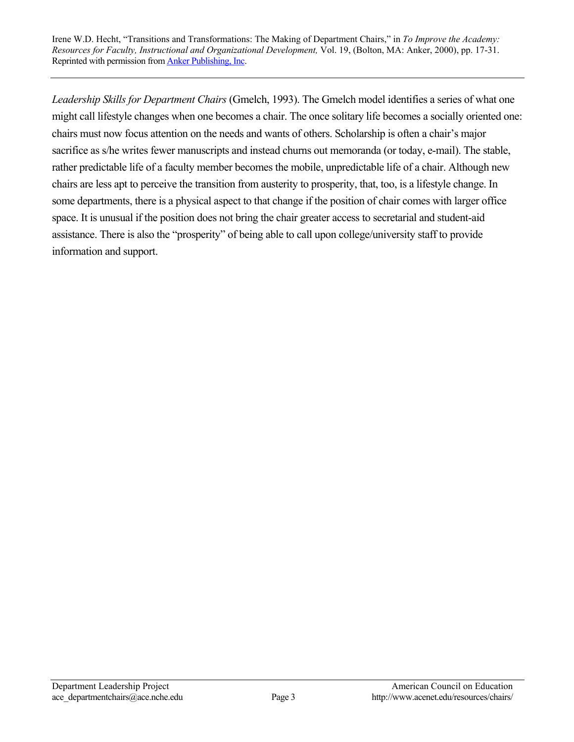*Leadership Skills for Department Chairs* (Gmelch, 1993). The Gmelch model identifies a series of what one might call lifestyle changes when one becomes a chair. The once solitary life becomes a socially oriented one: chairs must now focus attention on the needs and wants of others. Scholarship is often a chair's major sacrifice as s/he writes fewer manuscripts and instead churns out memoranda (or today, e-mail). The stable, rather predictable life of a faculty member becomes the mobile, unpredictable life of a chair. Although new chairs are less apt to perceive the transition from austerity to prosperity, that, too, is a lifestyle change. In some departments, there is a physical aspect to that change if the position of chair comes with larger office space. It is unusual if the position does not bring the chair greater access to secretarial and student-aid assistance. There is also the "prosperity" of being able to call upon college/university staff to provide information and support.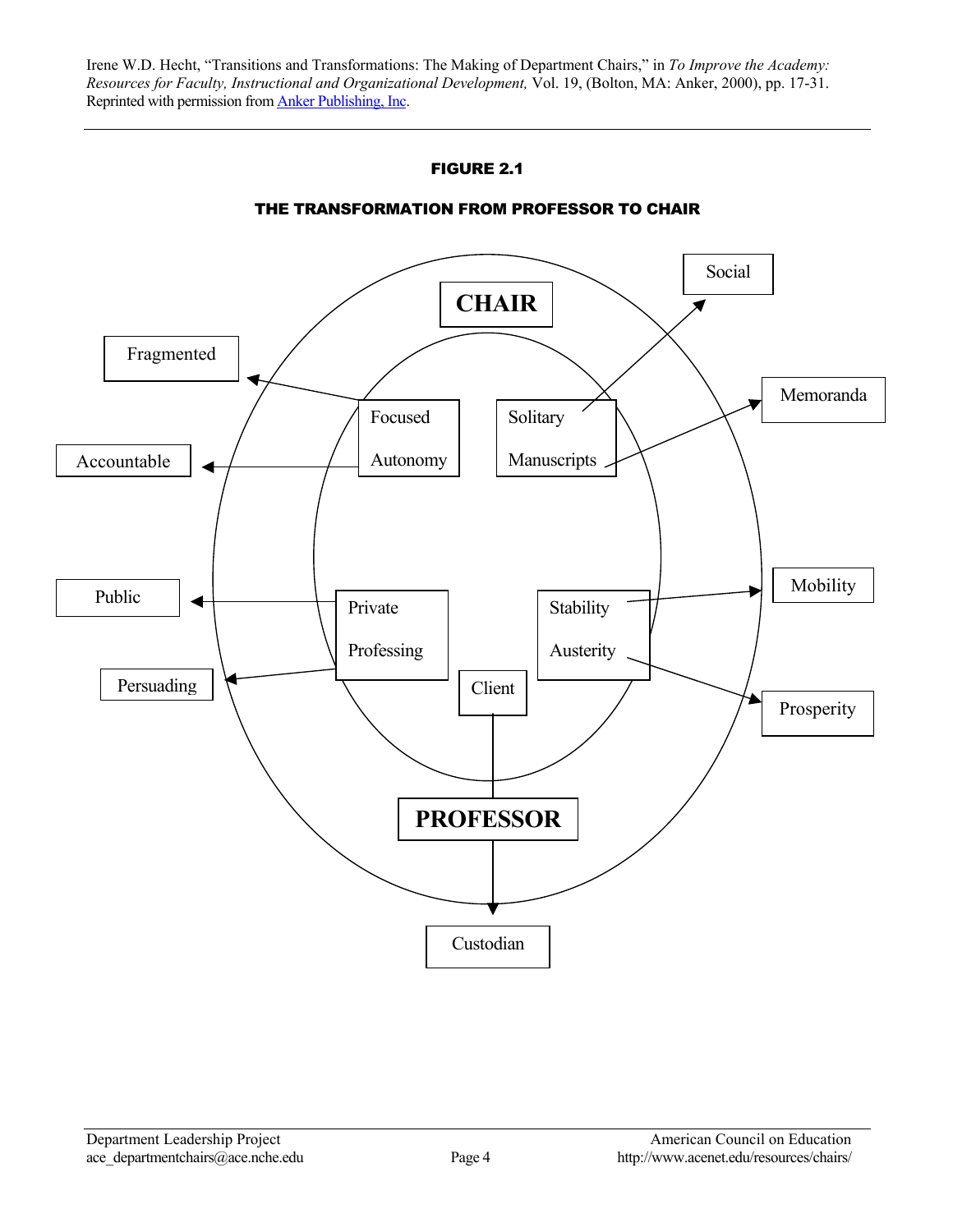Irene W.D. Hecht, "Transitions and Transformations: The Making of Department Chairs," in *To Improve the Academy: Resources for Faculty, Instructional and Organizational Development,* Vol. 19, (Bolton, MA: Anker, 2000), pp. 17-31. Reprinted with permission from Anker Publishing, Inc.

---

**FIGURE 2.1**

**THE TRANSFORMATION FROM PROFESSOR TO CHAIR**

CHAIR

Focused → Fragmented

Autonomy → Accountable

Solitary → Social

Manuscripts → Memoranda

Private → Public

Professing → Persuading

Stability → Mobility

Austerity → Prosperity

Client → Custodian

PROFESSOR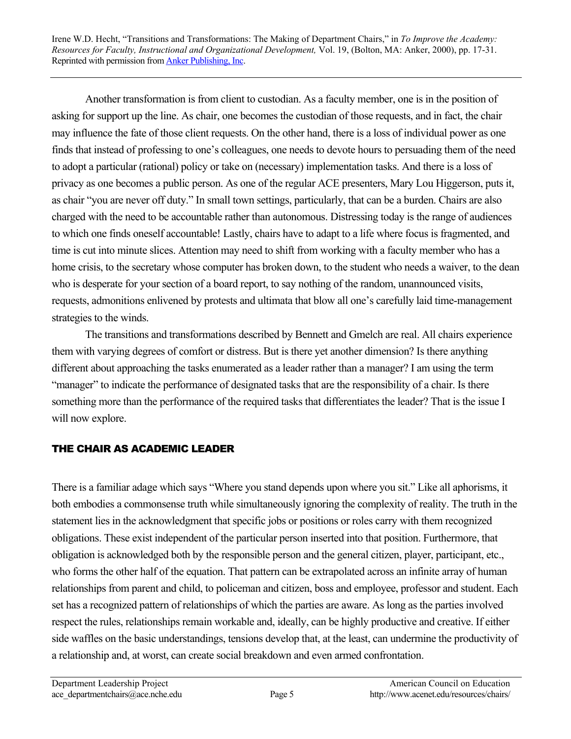Another transformation is from client to custodian. As a faculty member, one is in the position of asking for support up the line. As chair, one becomes the custodian of those requests, and in fact, the chair may influence the fate of those client requests. On the other hand, there is a loss of individual power as one finds that instead of professing to one's colleagues, one needs to devote hours to persuading them of the need to adopt a particular (rational) policy or take on (necessary) implementation tasks. And there is a loss of privacy as one becomes a public person. As one of the regular ACE presenters, Mary Lou Higgerson, puts it, as chair "you are never off duty." In small town settings, particularly, that can be a burden. Chairs are also charged with the need to be accountable rather than autonomous. Distressing today is the range of audiences to which one finds oneself accountable! Lastly, chairs have to adapt to a life where focus is fragmented, and time is cut into minute slices. Attention may need to shift from working with a faculty member who has a home crisis, to the secretary whose computer has broken down, to the student who needs a waiver, to the dean who is desperate for your section of a board report, to say nothing of the random, unannounced visits, requests, admonitions enlivened by protests and ultimata that blow all one's carefully laid time-management strategies to the winds.

The transitions and transformations described by Bennett and Gmelch are real. All chairs experience them with varying degrees of comfort or distress. But is there yet another dimension? Is there anything different about approaching the tasks enumerated as a leader rather than a manager? I am using the term "manager" to indicate the performance of designated tasks that are the responsibility of a chair. Is there something more than the performance of the required tasks that differentiates the leader? That is the issue I will now explore.

## THE CHAIR AS ACADEMIC LEADER

There is a familiar adage which says "Where you stand depends upon where you sit." Like all aphorisms, it both embodies a commonsense truth while simultaneously ignoring the complexity of reality. The truth in the statement lies in the acknowledgment that specific jobs or positions or roles carry with them recognized obligations. These exist independent of the particular person inserted into that position. Furthermore, that obligation is acknowledged both by the responsible person and the general citizen, player, participant, etc., who forms the other half of the equation. That pattern can be extrapolated across an infinite array of human relationships from parent and child, to policeman and citizen, boss and employee, professor and student. Each set has a recognized pattern of relationships of which the parties are aware. As long as the parties involved respect the rules, relationships remain workable and, ideally, can be highly productive and creative. If either side waffles on the basic understandings, tensions develop that, at the least, can undermine the productivity of a relationship and, at worst, can create social breakdown and even armed confrontation.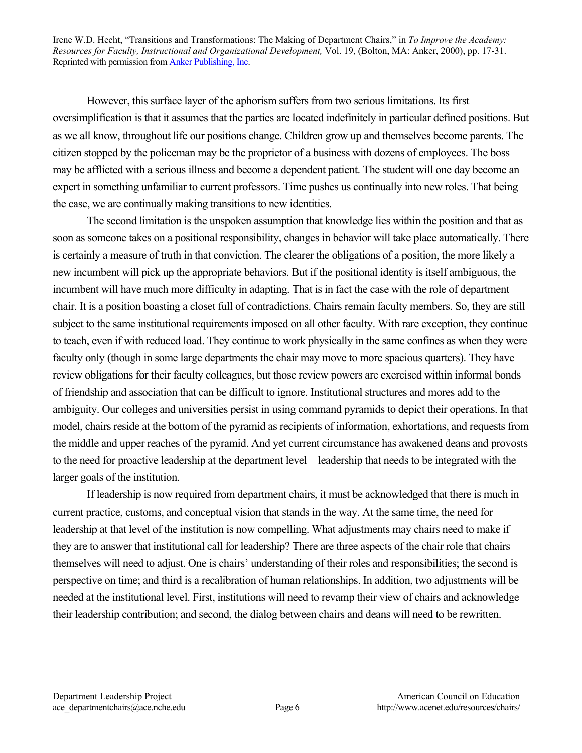However, this surface layer of the aphorism suffers from two serious limitations. Its first oversimplification is that it assumes that the parties are located indefinitely in particular defined positions. But as we all know, throughout life our positions change. Children grow up and themselves become parents. The citizen stopped by the policeman may be the proprietor of a business with dozens of employees. The boss may be afflicted with a serious illness and become a dependent patient. The student will one day become an expert in something unfamiliar to current professors. Time pushes us continually into new roles. That being the case, we are continually making transitions to new identities.

The second limitation is the unspoken assumption that knowledge lies within the position and that as soon as someone takes on a positional responsibility, changes in behavior will take place automatically. There is certainly a measure of truth in that conviction. The clearer the obligations of a position, the more likely a new incumbent will pick up the appropriate behaviors. But if the positional identity is itself ambiguous, the incumbent will have much more difficulty in adapting. That is in fact the case with the role of department chair. It is a position boasting a closet full of contradictions. Chairs remain faculty members. So, they are still subject to the same institutional requirements imposed on all other faculty. With rare exception, they continue to teach, even if with reduced load. They continue to work physically in the same confines as when they were faculty only (though in some large departments the chair may move to more spacious quarters). They have review obligations for their faculty colleagues, but those review powers are exercised within informal bonds of friendship and association that can be difficult to ignore. Institutional structures and mores add to the ambiguity. Our colleges and universities persist in using command pyramids to depict their operations. In that model, chairs reside at the bottom of the pyramid as recipients of information, exhortations, and requests from the middle and upper reaches of the pyramid. And yet current circumstance has awakened deans and provosts to the need for proactive leadership at the department level—leadership that needs to be integrated with the larger goals of the institution.

If leadership is now required from department chairs, it must be acknowledged that there is much in current practice, customs, and conceptual vision that stands in the way. At the same time, the need for leadership at that level of the institution is now compelling. What adjustments may chairs need to make if they are to answer that institutional call for leadership? There are three aspects of the chair role that chairs themselves will need to adjust. One is chairs' understanding of their roles and responsibilities; the second is perspective on time; and third is a recalibration of human relationships. In addition, two adjustments will be needed at the institutional level. First, institutions will need to revamp their view of chairs and acknowledge their leadership contribution; and second, the dialog between chairs and deans will need to be rewritten.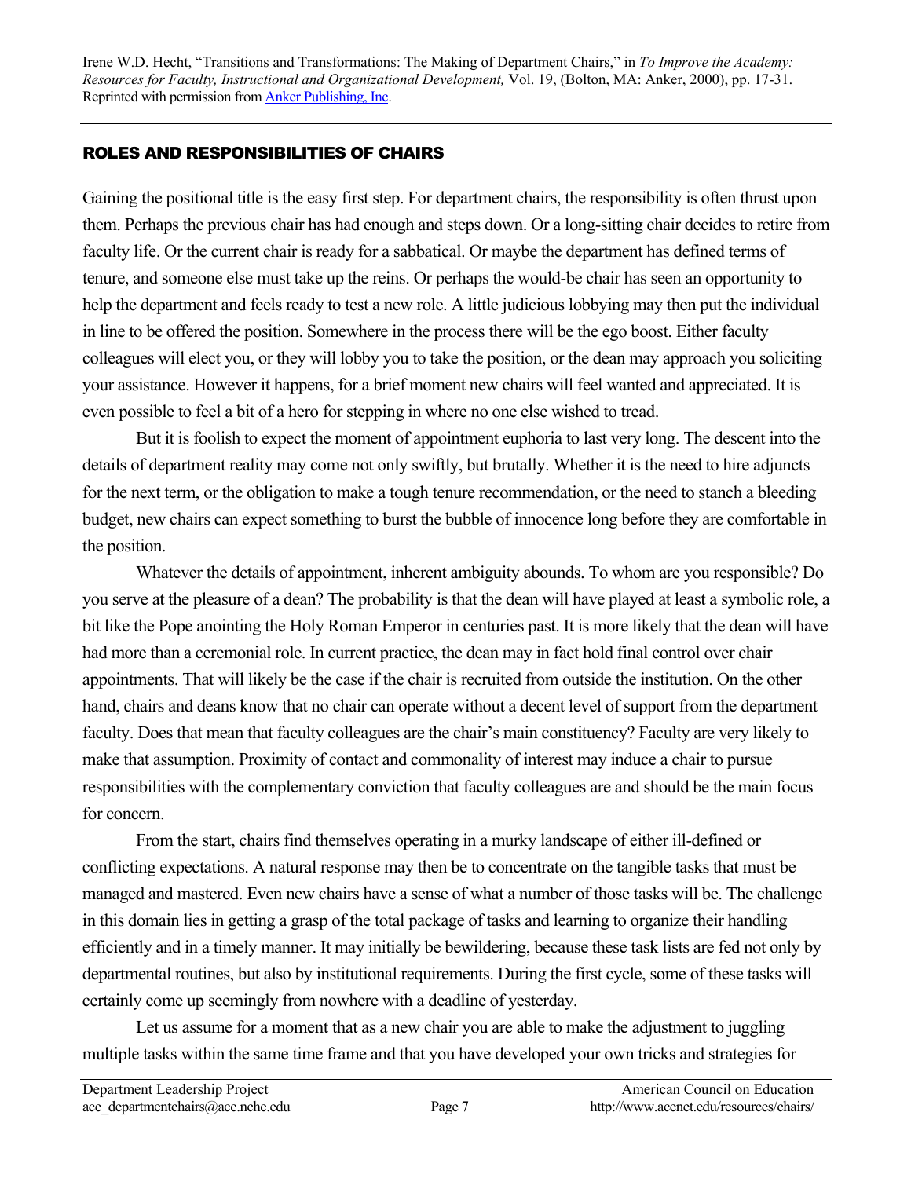## ROLES AND RESPONSIBILITIES OF CHAIRS

Gaining the positional title is the easy first step. For department chairs, the responsibility is often thrust upon them. Perhaps the previous chair has had enough and steps down. Or a long-sitting chair decides to retire from faculty life. Or the current chair is ready for a sabbatical. Or maybe the department has defined terms of tenure, and someone else must take up the reins. Or perhaps the would-be chair has seen an opportunity to help the department and feels ready to test a new role. A little judicious lobbying may then put the individual in line to be offered the position. Somewhere in the process there will be the ego boost. Either faculty colleagues will elect you, or they will lobby you to take the position, or the dean may approach you soliciting your assistance. However it happens, for a brief moment new chairs will feel wanted and appreciated. It is even possible to feel a bit of a hero for stepping in where no one else wished to tread.

But it is foolish to expect the moment of appointment euphoria to last very long. The descent into the details of department reality may come not only swiftly, but brutally. Whether it is the need to hire adjuncts for the next term, or the obligation to make a tough tenure recommendation, or the need to stanch a bleeding budget, new chairs can expect something to burst the bubble of innocence long before they are comfortable in the position.

Whatever the details of appointment, inherent ambiguity abounds. To whom are you responsible? Do you serve at the pleasure of a dean? The probability is that the dean will have played at least a symbolic role, a bit like the Pope anointing the Holy Roman Emperor in centuries past. It is more likely that the dean will have had more than a ceremonial role. In current practice, the dean may in fact hold final control over chair appointments. That will likely be the case if the chair is recruited from outside the institution. On the other hand, chairs and deans know that no chair can operate without a decent level of support from the department faculty. Does that mean that faculty colleagues are the chair's main constituency? Faculty are very likely to make that assumption. Proximity of contact and commonality of interest may induce a chair to pursue responsibilities with the complementary conviction that faculty colleagues are and should be the main focus for concern.

From the start, chairs find themselves operating in a murky landscape of either ill-defined or conflicting expectations. A natural response may then be to concentrate on the tangible tasks that must be managed and mastered. Even new chairs have a sense of what a number of those tasks will be. The challenge in this domain lies in getting a grasp of the total package of tasks and learning to organize their handling efficiently and in a timely manner. It may initially be bewildering, because these task lists are fed not only by departmental routines, but also by institutional requirements. During the first cycle, some of these tasks will certainly come up seemingly from nowhere with a deadline of yesterday.

Let us assume for a moment that as a new chair you are able to make the adjustment to juggling multiple tasks within the same time frame and that you have developed your own tricks and strategies for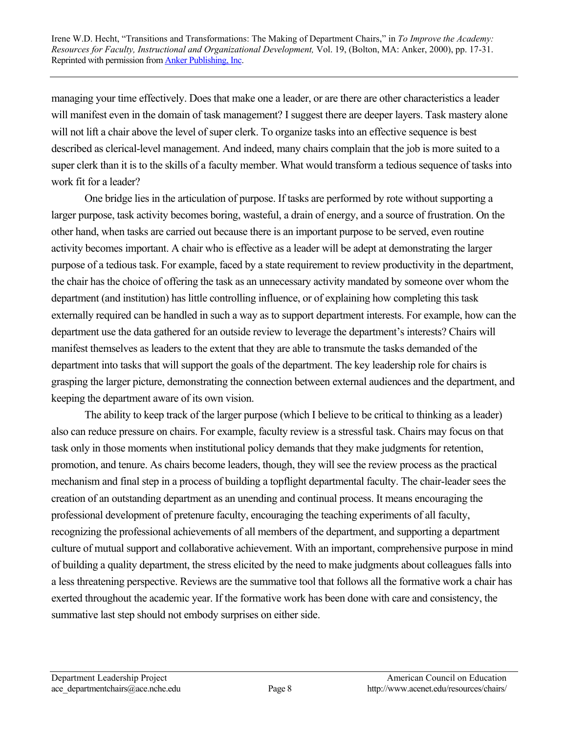managing your time effectively. Does that make one a leader, or are there are other characteristics a leader will manifest even in the domain of task management? I suggest there are deeper layers. Task mastery alone will not lift a chair above the level of super clerk. To organize tasks into an effective sequence is best described as clerical-level management. And indeed, many chairs complain that the job is more suited to a super clerk than it is to the skills of a faculty member. What would transform a tedious sequence of tasks into work fit for a leader?

One bridge lies in the articulation of purpose. If tasks are performed by rote without supporting a larger purpose, task activity becomes boring, wasteful, a drain of energy, and a source of frustration. On the other hand, when tasks are carried out because there is an important purpose to be served, even routine activity becomes important. A chair who is effective as a leader will be adept at demonstrating the larger purpose of a tedious task. For example, faced by a state requirement to review productivity in the department, the chair has the choice of offering the task as an unnecessary activity mandated by someone over whom the department (and institution) has little controlling influence, or of explaining how completing this task externally required can be handled in such a way as to support department interests. For example, how can the department use the data gathered for an outside review to leverage the department's interests? Chairs will manifest themselves as leaders to the extent that they are able to transmute the tasks demanded of the department into tasks that will support the goals of the department. The key leadership role for chairs is grasping the larger picture, demonstrating the connection between external audiences and the department, and keeping the department aware of its own vision.

The ability to keep track of the larger purpose (which I believe to be critical to thinking as a leader) also can reduce pressure on chairs. For example, faculty review is a stressful task. Chairs may focus on that task only in those moments when institutional policy demands that they make judgments for retention, promotion, and tenure. As chairs become leaders, though, they will see the review process as the practical mechanism and final step in a process of building a topflight departmental faculty. The chair-leader sees the creation of an outstanding department as an unending and continual process. It means encouraging the professional development of pretenure faculty, encouraging the teaching experiments of all faculty, recognizing the professional achievements of all members of the department, and supporting a department culture of mutual support and collaborative achievement. With an important, comprehensive purpose in mind of building a quality department, the stress elicited by the need to make judgments about colleagues falls into a less threatening perspective. Reviews are the summative tool that follows all the formative work a chair has exerted throughout the academic year. If the formative work has been done with care and consistency, the summative last step should not embody surprises on either side.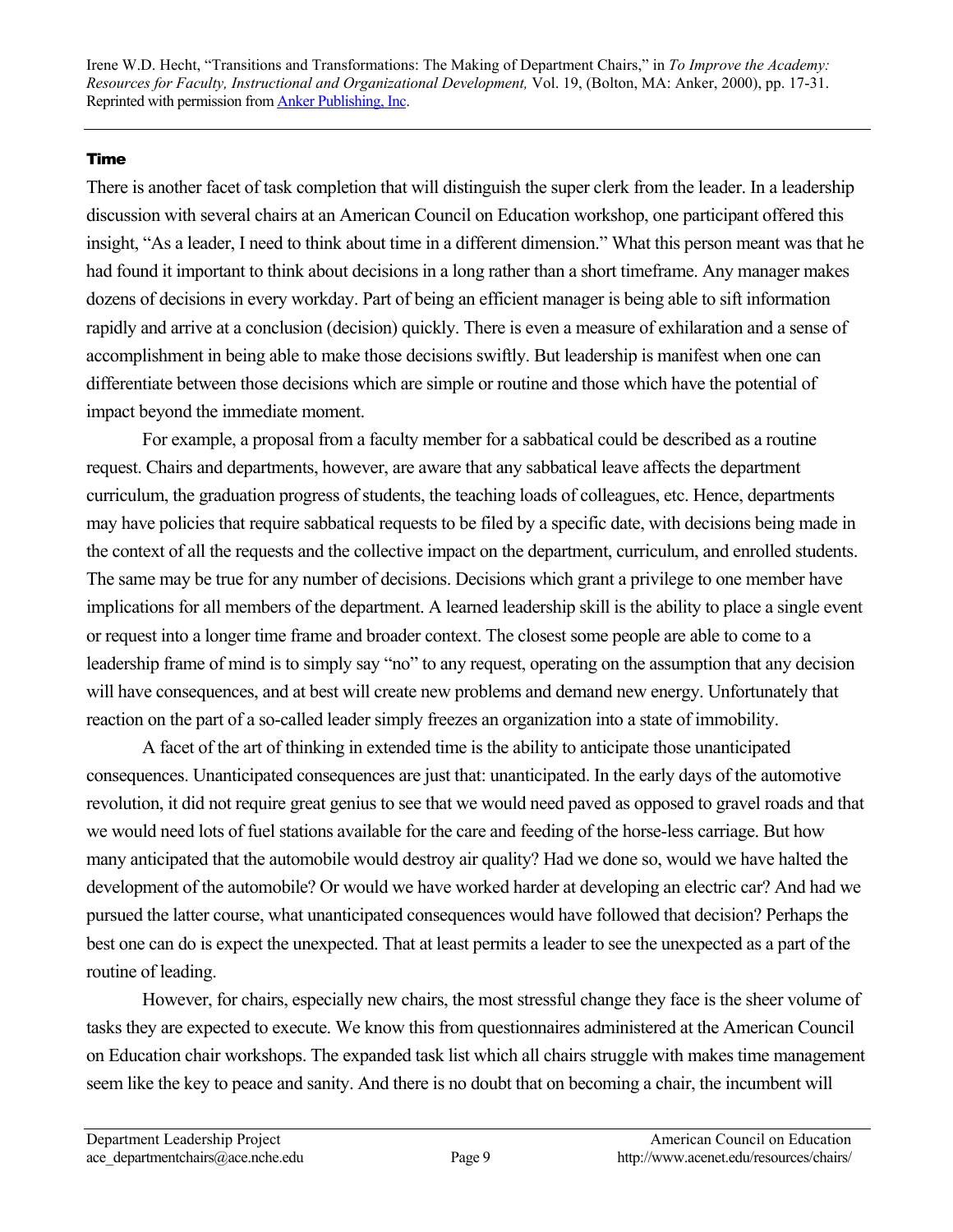### Time

There is another facet of task completion that will distinguish the super clerk from the leader. In a leadership discussion with several chairs at an American Council on Education workshop, one participant offered this insight, "As a leader, I need to think about time in a different dimension." What this person meant was that he had found it important to think about decisions in a long rather than a short timeframe. Any manager makes dozens of decisions in every workday. Part of being an efficient manager is being able to sift information rapidly and arrive at a conclusion (decision) quickly. There is even a measure of exhilaration and a sense of accomplishment in being able to make those decisions swiftly. But leadership is manifest when one can differentiate between those decisions which are simple or routine and those which have the potential of impact beyond the immediate moment.

For example, a proposal from a faculty member for a sabbatical could be described as a routine request. Chairs and departments, however, are aware that any sabbatical leave affects the department curriculum, the graduation progress of students, the teaching loads of colleagues, etc. Hence, departments may have policies that require sabbatical requests to be filed by a specific date, with decisions being made in the context of all the requests and the collective impact on the department, curriculum, and enrolled students. The same may be true for any number of decisions. Decisions which grant a privilege to one member have implications for all members of the department. A learned leadership skill is the ability to place a single event or request into a longer time frame and broader context. The closest some people are able to come to a leadership frame of mind is to simply say "no" to any request, operating on the assumption that any decision will have consequences, and at best will create new problems and demand new energy. Unfortunately that reaction on the part of a so-called leader simply freezes an organization into a state of immobility.

A facet of the art of thinking in extended time is the ability to anticipate those unanticipated consequences. Unanticipated consequences are just that: unanticipated. In the early days of the automotive revolution, it did not require great genius to see that we would need paved as opposed to gravel roads and that we would need lots of fuel stations available for the care and feeding of the horse-less carriage. But how many anticipated that the automobile would destroy air quality? Had we done so, would we have halted the development of the automobile? Or would we have worked harder at developing an electric car? And had we pursued the latter course, what unanticipated consequences would have followed that decision? Perhaps the best one can do is expect the unexpected. That at least permits a leader to see the unexpected as a part of the routine of leading.

However, for chairs, especially new chairs, the most stressful change they face is the sheer volume of tasks they are expected to execute. We know this from questionnaires administered at the American Council on Education chair workshops. The expanded task list which all chairs struggle with makes time management seem like the key to peace and sanity. And there is no doubt that on becoming a chair, the incumbent will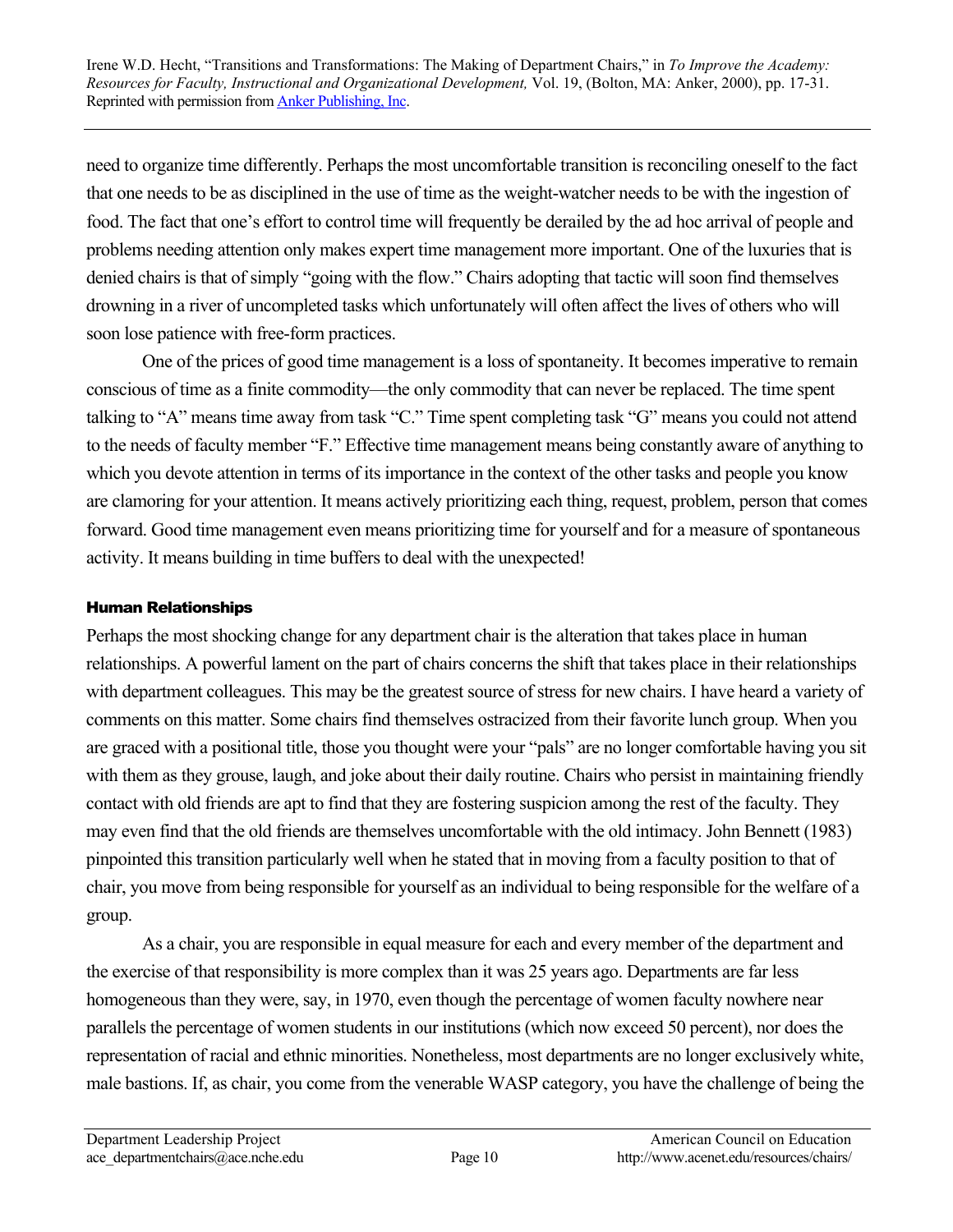need to organize time differently. Perhaps the most uncomfortable transition is reconciling oneself to the fact that one needs to be as disciplined in the use of time as the weight-watcher needs to be with the ingestion of food. The fact that one's effort to control time will frequently be derailed by the ad hoc arrival of people and problems needing attention only makes expert time management more important. One of the luxuries that is denied chairs is that of simply "going with the flow." Chairs adopting that tactic will soon find themselves drowning in a river of uncompleted tasks which unfortunately will often affect the lives of others who will soon lose patience with free-form practices.

One of the prices of good time management is a loss of spontaneity. It becomes imperative to remain conscious of time as a finite commodity—the only commodity that can never be replaced. The time spent talking to "A" means time away from task "C." Time spent completing task "G" means you could not attend to the needs of faculty member "F." Effective time management means being constantly aware of anything to which you devote attention in terms of its importance in the context of the other tasks and people you know are clamoring for your attention. It means actively prioritizing each thing, request, problem, person that comes forward. Good time management even means prioritizing time for yourself and for a measure of spontaneous activity. It means building in time buffers to deal with the unexpected!

### Human Relationships

Perhaps the most shocking change for any department chair is the alteration that takes place in human relationships. A powerful lament on the part of chairs concerns the shift that takes place in their relationships with department colleagues. This may be the greatest source of stress for new chairs. I have heard a variety of comments on this matter. Some chairs find themselves ostracized from their favorite lunch group. When you are graced with a positional title, those you thought were your "pals" are no longer comfortable having you sit with them as they grouse, laugh, and joke about their daily routine. Chairs who persist in maintaining friendly contact with old friends are apt to find that they are fostering suspicion among the rest of the faculty. They may even find that the old friends are themselves uncomfortable with the old intimacy. John Bennett (1983) pinpointed this transition particularly well when he stated that in moving from a faculty position to that of chair, you move from being responsible for yourself as an individual to being responsible for the welfare of a group.

As a chair, you are responsible in equal measure for each and every member of the department and the exercise of that responsibility is more complex than it was 25 years ago. Departments are far less homogeneous than they were, say, in 1970, even though the percentage of women faculty nowhere near parallels the percentage of women students in our institutions (which now exceed 50 percent), nor does the representation of racial and ethnic minorities. Nonetheless, most departments are no longer exclusively white, male bastions. If, as chair, you come from the venerable WASP category, you have the challenge of being the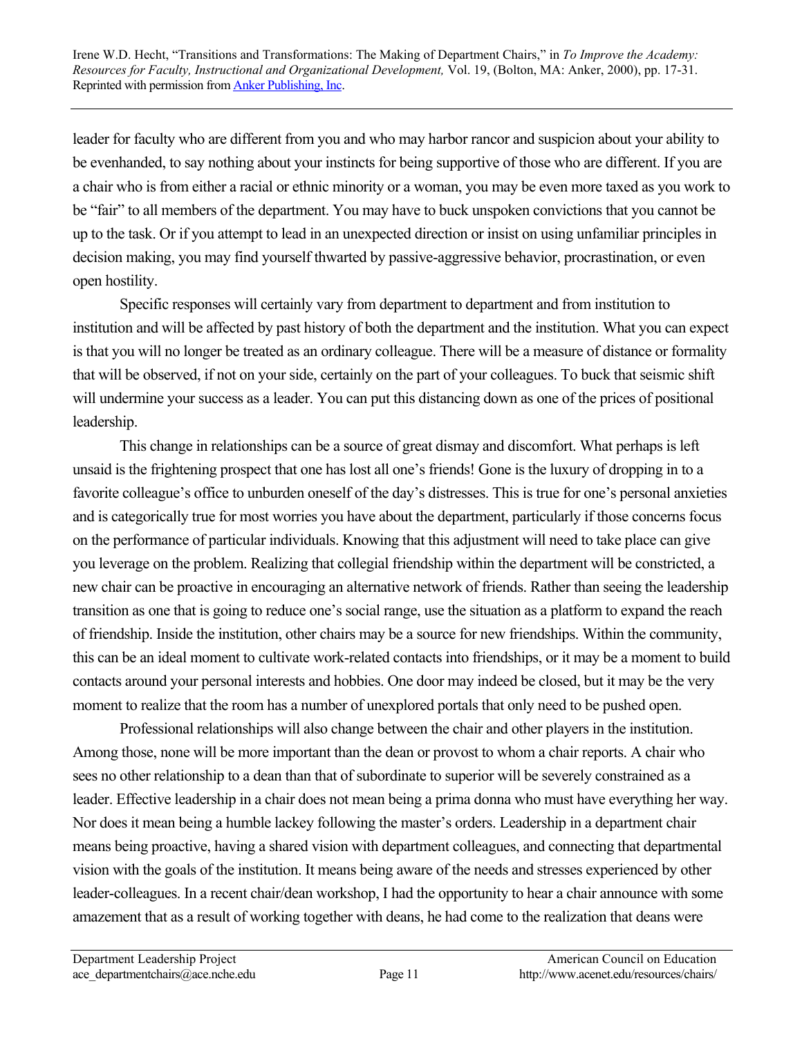leader for faculty who are different from you and who may harbor rancor and suspicion about your ability to be evenhanded, to say nothing about your instincts for being supportive of those who are different. If you are a chair who is from either a racial or ethnic minority or a woman, you may be even more taxed as you work to be "fair" to all members of the department. You may have to buck unspoken convictions that you cannot be up to the task. Or if you attempt to lead in an unexpected direction or insist on using unfamiliar principles in decision making, you may find yourself thwarted by passive-aggressive behavior, procrastination, or even open hostility.

Specific responses will certainly vary from department to department and from institution to institution and will be affected by past history of both the department and the institution. What you can expect is that you will no longer be treated as an ordinary colleague. There will be a measure of distance or formality that will be observed, if not on your side, certainly on the part of your colleagues. To buck that seismic shift will undermine your success as a leader. You can put this distancing down as one of the prices of positional leadership.

This change in relationships can be a source of great dismay and discomfort. What perhaps is left unsaid is the frightening prospect that one has lost all one's friends! Gone is the luxury of dropping in to a favorite colleague's office to unburden oneself of the day's distresses. This is true for one's personal anxieties and is categorically true for most worries you have about the department, particularly if those concerns focus on the performance of particular individuals. Knowing that this adjustment will need to take place can give you leverage on the problem. Realizing that collegial friendship within the department will be constricted, a new chair can be proactive in encouraging an alternative network of friends. Rather than seeing the leadership transition as one that is going to reduce one's social range, use the situation as a platform to expand the reach of friendship. Inside the institution, other chairs may be a source for new friendships. Within the community, this can be an ideal moment to cultivate work-related contacts into friendships, or it may be a moment to build contacts around your personal interests and hobbies. One door may indeed be closed, but it may be the very moment to realize that the room has a number of unexplored portals that only need to be pushed open.

Professional relationships will also change between the chair and other players in the institution. Among those, none will be more important than the dean or provost to whom a chair reports. A chair who sees no other relationship to a dean than that of subordinate to superior will be severely constrained as a leader. Effective leadership in a chair does not mean being a prima donna who must have everything her way. Nor does it mean being a humble lackey following the master's orders. Leadership in a department chair means being proactive, having a shared vision with department colleagues, and connecting that departmental vision with the goals of the institution. It means being aware of the needs and stresses experienced by other leader-colleagues. In a recent chair/dean workshop, I had the opportunity to hear a chair announce with some amazement that as a result of working together with deans, he had come to the realization that deans were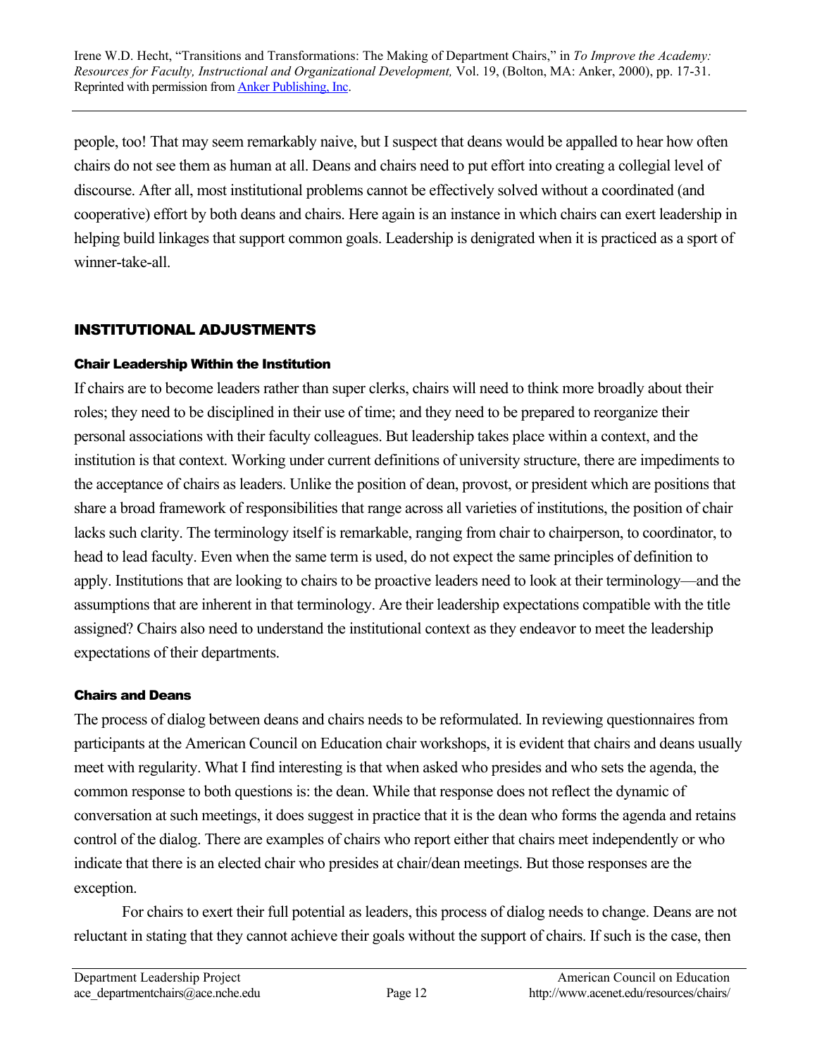people, too! That may seem remarkably naive, but I suspect that deans would be appalled to hear how often chairs do not see them as human at all. Deans and chairs need to put effort into creating a collegial level of discourse. After all, most institutional problems cannot be effectively solved without a coordinated (and cooperative) effort by both deans and chairs. Here again is an instance in which chairs can exert leadership in helping build linkages that support common goals. Leadership is denigrated when it is practiced as a sport of winner-take-all.

## INSTITUTIONAL ADJUSTMENTS

### Chair Leadership Within the Institution

If chairs are to become leaders rather than super clerks, chairs will need to think more broadly about their roles; they need to be disciplined in their use of time; and they need to be prepared to reorganize their personal associations with their faculty colleagues. But leadership takes place within a context, and the institution is that context. Working under current definitions of university structure, there are impediments to the acceptance of chairs as leaders. Unlike the position of dean, provost, or president which are positions that share a broad framework of responsibilities that range across all varieties of institutions, the position of chair lacks such clarity. The terminology itself is remarkable, ranging from chair to chairperson, to coordinator, to head to lead faculty. Even when the same term is used, do not expect the same principles of definition to apply. Institutions that are looking to chairs to be proactive leaders need to look at their terminology—and the assumptions that are inherent in that terminology. Are their leadership expectations compatible with the title assigned? Chairs also need to understand the institutional context as they endeavor to meet the leadership expectations of their departments.

### Chairs and Deans

The process of dialog between deans and chairs needs to be reformulated. In reviewing questionnaires from participants at the American Council on Education chair workshops, it is evident that chairs and deans usually meet with regularity. What I find interesting is that when asked who presides and who sets the agenda, the common response to both questions is: the dean. While that response does not reflect the dynamic of conversation at such meetings, it does suggest in practice that it is the dean who forms the agenda and retains control of the dialog. There are examples of chairs who report either that chairs meet independently or who indicate that there is an elected chair who presides at chair/dean meetings. But those responses are the exception.

For chairs to exert their full potential as leaders, this process of dialog needs to change. Deans are not reluctant in stating that they cannot achieve their goals without the support of chairs. If such is the case, then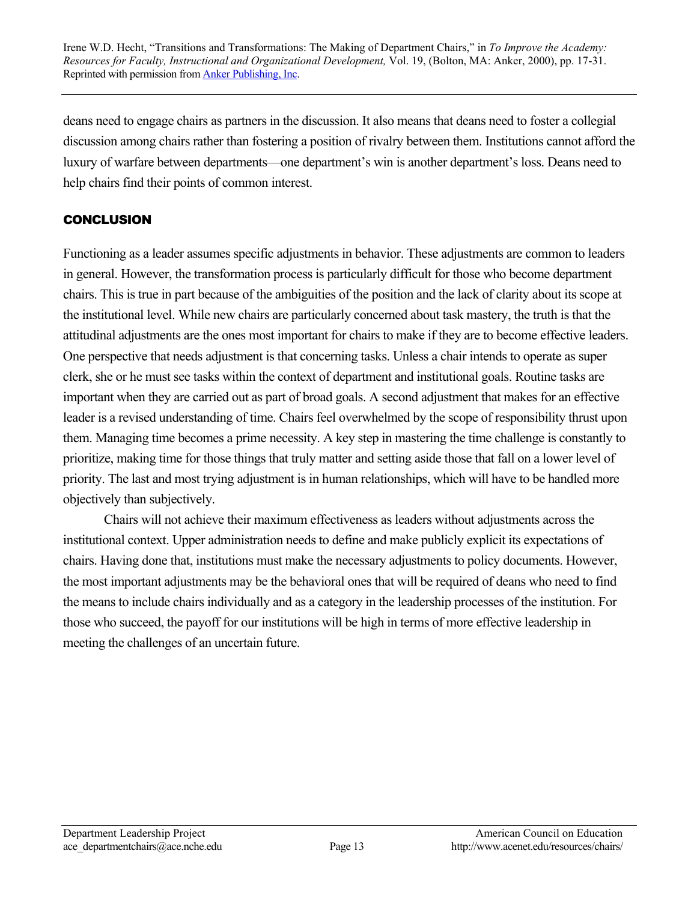deans need to engage chairs as partners in the discussion. It also means that deans need to foster a collegial discussion among chairs rather than fostering a position of rivalry between them. Institutions cannot afford the luxury of warfare between departments—one department's win is another department's loss. Deans need to help chairs find their points of common interest.

## CONCLUSION

Functioning as a leader assumes specific adjustments in behavior. These adjustments are common to leaders in general. However, the transformation process is particularly difficult for those who become department chairs. This is true in part because of the ambiguities of the position and the lack of clarity about its scope at the institutional level. While new chairs are particularly concerned about task mastery, the truth is that the attitudinal adjustments are the ones most important for chairs to make if they are to become effective leaders. One perspective that needs adjustment is that concerning tasks. Unless a chair intends to operate as super clerk, she or he must see tasks within the context of department and institutional goals. Routine tasks are important when they are carried out as part of broad goals. A second adjustment that makes for an effective leader is a revised understanding of time. Chairs feel overwhelmed by the scope of responsibility thrust upon them. Managing time becomes a prime necessity. A key step in mastering the time challenge is constantly to prioritize, making time for those things that truly matter and setting aside those that fall on a lower level of priority. The last and most trying adjustment is in human relationships, which will have to be handled more objectively than subjectively.

Chairs will not achieve their maximum effectiveness as leaders without adjustments across the institutional context. Upper administration needs to define and make publicly explicit its expectations of chairs. Having done that, institutions must make the necessary adjustments to policy documents. However, the most important adjustments may be the behavioral ones that will be required of deans who need to find the means to include chairs individually and as a category in the leadership processes of the institution. For those who succeed, the payoff for our institutions will be high in terms of more effective leadership in meeting the challenges of an uncertain future.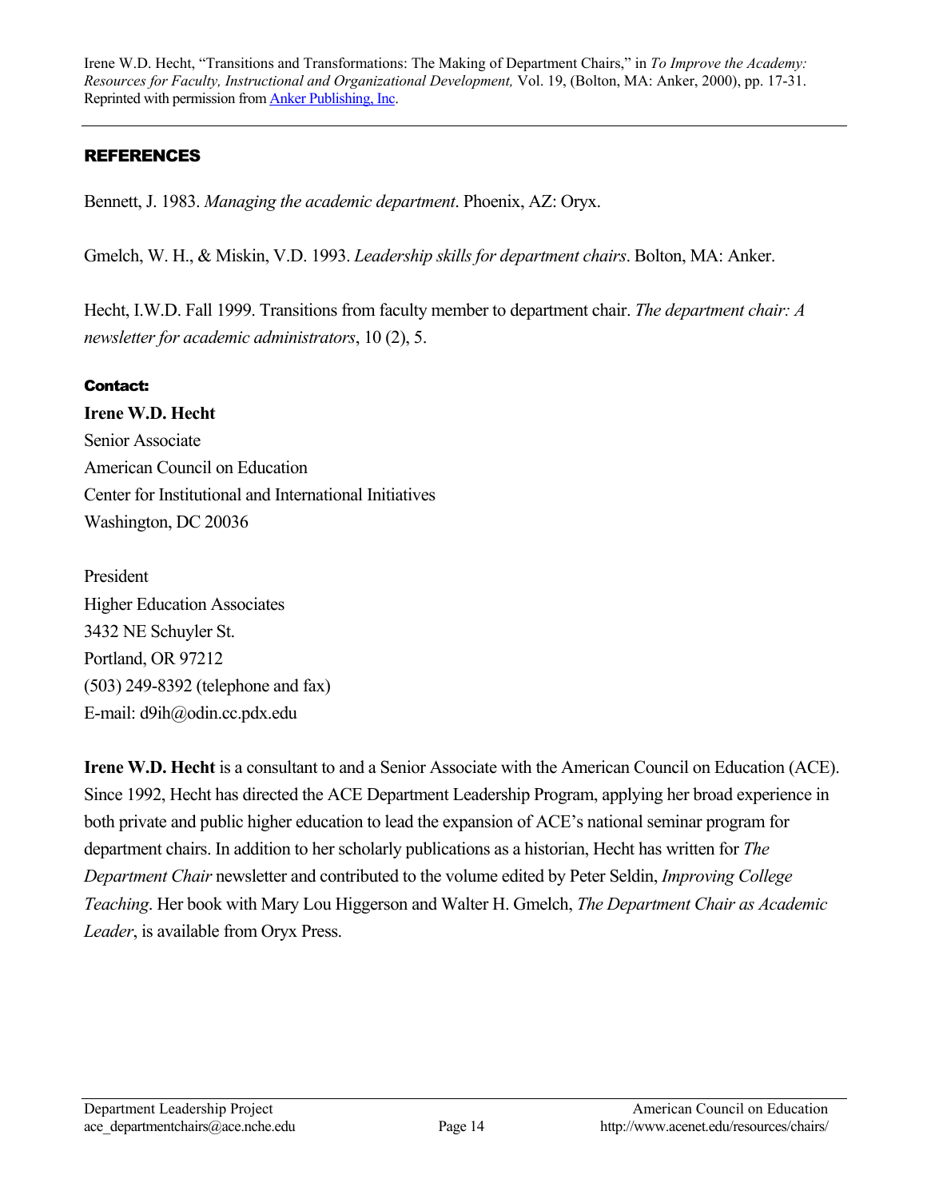## REFERENCES

Bennett, J. 1983. *Managing the academic department*. Phoenix, AZ: Oryx.

Gmelch, W. H., & Miskin, V.D. 1993. *Leadership skills for department chairs*. Bolton, MA: Anker.

Hecht, I.W.D. Fall 1999. Transitions from faculty member to department chair. *The department chair: A newsletter for academic administrators*, 10 (2), 5.

#### Contact:

**Irene W.D. Hecht**
Senior Associate
American Council on Education
Center for Institutional and International Initiatives
Washington, DC 20036

President
Higher Education Associates
3432 NE Schuyler St.
Portland, OR 97212
(503) 249-8392 (telephone and fax)
E-mail: d9ih@odin.cc.pdx.edu

**Irene W.D. Hecht** is a consultant to and a Senior Associate with the American Council on Education (ACE). Since 1992, Hecht has directed the ACE Department Leadership Program, applying her broad experience in both private and public higher education to lead the expansion of ACE's national seminar program for department chairs. In addition to her scholarly publications as a historian, Hecht has written for *The Department Chair* newsletter and contributed to the volume edited by Peter Seldin, *Improving College Teaching*. Her book with Mary Lou Higgerson and Walter H. Gmelch, *The Department Chair as Academic Leader*, is available from Oryx Press.